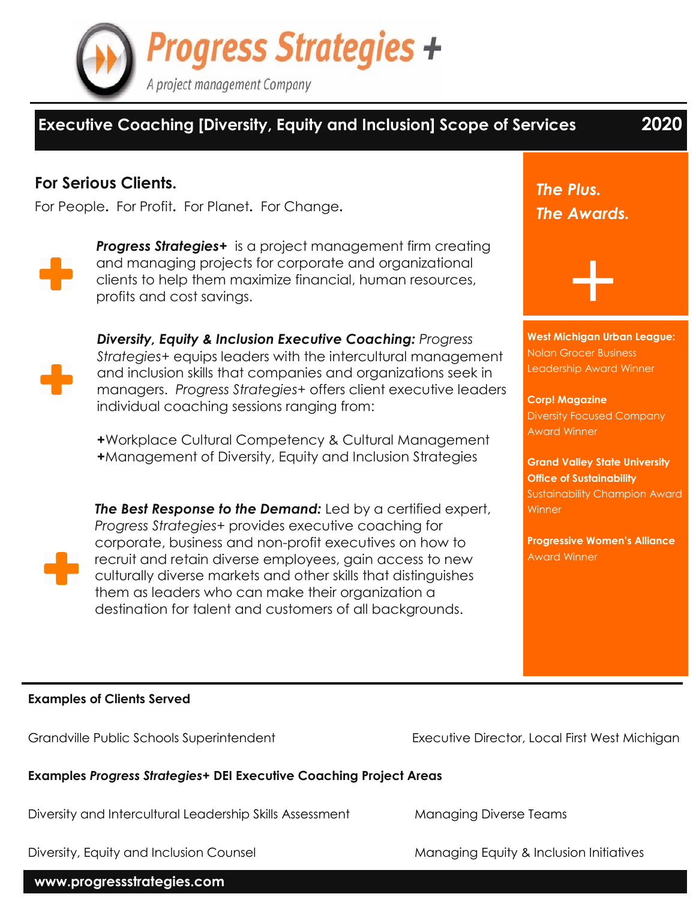# Progress Strategies +

*A project management Company*

## Executive Coaching [Diversity, Equity and Inclusion] Scope of Services 2020

### For Serious Clients.

For People. For Profit. For Planet. For Change.

***Progress Strategies+*** is a project management firm creating and managing projects for corporate and organizational clients to help them maximize financial, human resources, profits and cost savings.

***Diversity, Equity & Inclusion Executive Coaching:*** *Progress Strategies+* equips leaders with the intercultural management and inclusion skills that companies and organizations seek in managers. *Progress Strategies+* offers client executive leaders individual coaching sessions ranging from:

**+**Workplace Cultural Competency & Cultural Management
**+**Management of Diversity, Equity and Inclusion Strategies

***The Best Response to the Demand:*** Led by a certified expert, *Progress Strategies+* provides executive coaching for corporate, business and non-profit executives on how to recruit and retain diverse employees, gain access to new culturally diverse markets and other skills that distinguishes them as leaders who can make their organization a destination for talent and customers of all backgrounds.

***The Plus.***
***The Awards.***

**West Michigan Urban League:**
Nolan Grocer Business Leadership Award Winner

**Corp! Magazine**
Diversity Focused Company Award Winner

**Grand Valley State University Office of Sustainability**
Sustainability Champion Award Winner

**Progressive Women's Alliance**
Award Winner

**Examples of Clients Served**

Grandville Public Schools Superintendent

Executive Director, Local First West Michigan

**Examples *Progress Strategies+* DEI Executive Coaching Project Areas**

Diversity and Intercultural Leadership Skills Assessment

Managing Diverse Teams

Diversity, Equity and Inclusion Counsel

Managing Equity & Inclusion Initiatives

**www.progressstrategies.com**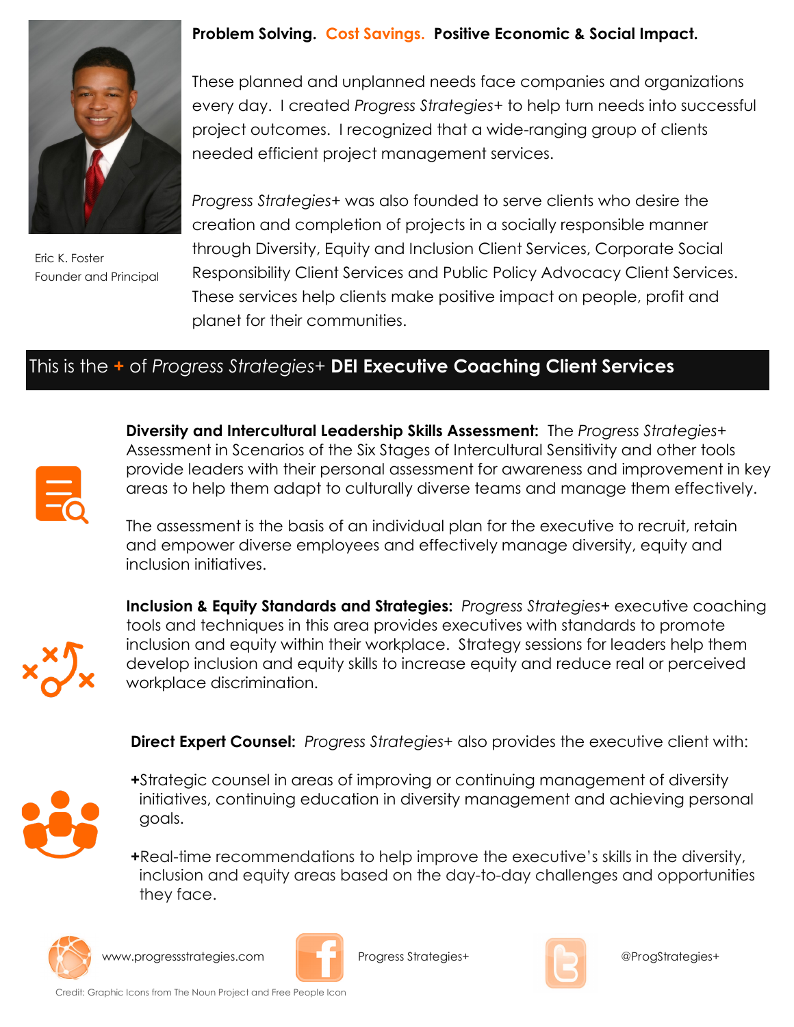Eric K. Foster
Founder and Principal

**Problem Solving. Cost Savings. Positive Economic & Social Impact.**

These planned and unplanned needs face companies and organizations every day. I created *Progress Strategies+* to help turn needs into successful project outcomes. I recognized that a wide-ranging group of clients needed efficient project management services.

*Progress Strategies+* was also founded to serve clients who desire the creation and completion of projects in a socially responsible manner through Diversity, Equity and Inclusion Client Services, Corporate Social Responsibility Client Services and Public Policy Advocacy Client Services. These services help clients make positive impact on people, profit and planet for their communities.

## This is the + of *Progress Strategies+* **DEI Executive Coaching Client Services**

**Diversity and Intercultural Leadership Skills Assessment:** The *Progress Strategies+* Assessment in Scenarios of the Six Stages of Intercultural Sensitivity and other tools provide leaders with their personal assessment for awareness and improvement in key areas to help them adapt to culturally diverse teams and manage them effectively.

The assessment is the basis of an individual plan for the executive to recruit, retain and empower diverse employees and effectively manage diversity, equity and inclusion initiatives.

**Inclusion & Equity Standards and Strategies:** *Progress Strategies+* executive coaching tools and techniques in this area provides executives with standards to promote inclusion and equity within their workplace. Strategy sessions for leaders help them develop inclusion and equity skills to increase equity and reduce real or perceived workplace discrimination.

**Direct Expert Counsel:** *Progress Strategies+* also provides the executive client with:

+Strategic counsel in areas of improving or continuing management of diversity initiatives, continuing education in diversity management and achieving personal goals.

+Real-time recommendations to help improve the executive's skills in the diversity, inclusion and equity areas based on the day-to-day challenges and opportunities they face.

www.progressstrategies.com    Progress Strategies+    @ProgStrategies+

Credit: Graphic Icons from The Noun Project and Free People Icon